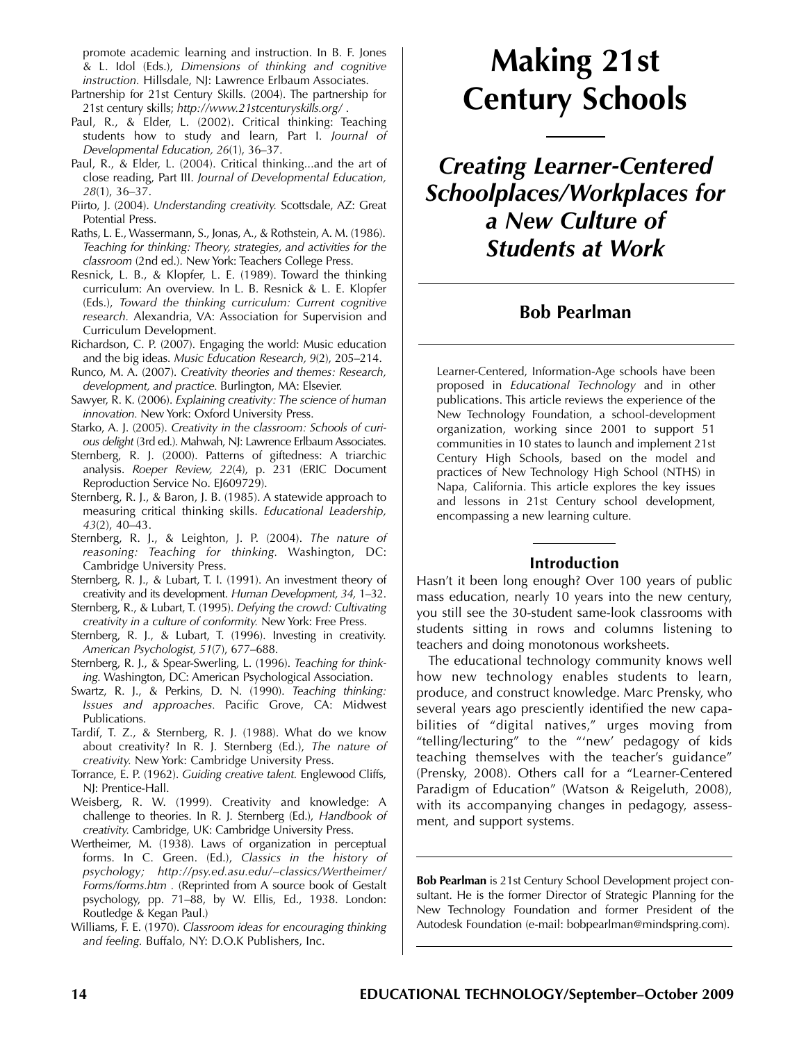promote academic learning and instruction. In B. F. Jones & L. Idol (Eds.), *Dimensions of thinking and cognitive instruction.* Hillsdale, NJ: Lawrence Erlbaum Associates.

Partnership for 21st Century Skills. (2004). The partnership for 21st century skills; *http://www.21stcenturyskills.org/* .

Paul, R., & Elder, L. (2002). Critical thinking: Teaching students how to study and learn, Part I. *Journal of Developmental Education, 26*(1), 36–37.

Paul, R., & Elder, L. (2004). Critical thinking...and the art of close reading, Part III. *Journal of Developmental Education, 28*(1), 36–37.

Piirto, J. (2004). *Understanding creativity.* Scottsdale, AZ: Great Potential Press.

Raths, L. E., Wassermann, S., Jonas, A., & Rothstein, A. M. (1986). *Teaching for thinking: Theory, strategies, and activities for the classroom* (2nd ed.). New York: Teachers College Press.

Resnick, L. B., & Klopfer, L. E. (1989). Toward the thinking curriculum: An overview. In L. B. Resnick & L. E. Klopfer (Eds.), *Toward the thinking curriculum: Current cognitive research.* Alexandria, VA: Association for Supervision and Curriculum Development.

Richardson, C. P. (2007). Engaging the world: Music education and the big ideas. *Music Education Research, 9*(2), 205–214.

Runco, M. A. (2007). *Creativity theories and themes: Research, development, and practice.* Burlington, MA: Elsevier.

Sawyer, R. K. (2006). *Explaining creativity: The science of human innovation.* New York: Oxford University Press.

Starko, A. J. (2005). *Creativity in the classroom: Schools of curious delight* (3rd ed.). Mahwah, NJ: Lawrence Erlbaum Associates.

Sternberg, R. J. (2000). Patterns of giftedness: A triarchic analysis. *Roeper Review, 22*(4), p. 231 (ERIC Document Reproduction Service No. EJ609729).

Sternberg, R. J., & Baron, J. B. (1985). A statewide approach to measuring critical thinking skills. *Educational Leadership, 43*(2), 40–43.

Sternberg, R. J., & Leighton, J. P. (2004). *The nature of reasoning: Teaching for thinking.* Washington, DC: Cambridge University Press.

Sternberg, R. J., & Lubart, T. I. (1991). An investment theory of creativity and its development. *Human Development, 34,* 1–32.

Sternberg, R., & Lubart, T. (1995). *Defying the crowd: Cultivating creativity in a culture of conformity.* New York: Free Press.

Sternberg, R. J., & Lubart, T. (1996). Investing in creativity. *American Psychologist, 51*(7), 677–688.

Sternberg, R. J., & Spear-Swerling, L. (1996). *Teaching for thinking.* Washington, DC: American Psychological Association.

Swartz, R. J., & Perkins, D. N. (1990). *Teaching thinking: Issues and approaches.* Pacific Grove, CA: Midwest Publications.

Tardif, T. Z., & Sternberg, R. J. (1988). What do we know about creativity? In R. J. Sternberg (Ed.), *The nature of creativity.* New York: Cambridge University Press.

Torrance, E. P. (1962). *Guiding creative talent.* Englewood Cliffs, NJ: Prentice-Hall.

Weisberg, R. W. (1999). Creativity and knowledge: A challenge to theories. In R. J. Sternberg (Ed.), *Handbook of creativity.* Cambridge, UK: Cambridge University Press.

Wertheimer, M. (1938). Laws of organization in perceptual forms. In C. Green. (Ed.), *Classics in the history of psychology; http://psy.ed.asu.edu/~classics/Wertheimer/Forms/forms.htm* . (Reprinted from A source book of Gestalt psychology, pp. 71–88, by W. Ellis, Ed., 1938. London: Routledge & Kegan Paul.)

Williams, F. E. (1970). *Classroom ideas for encouraging thinking and feeling.* Buffalo, NY: D.O.K Publishers, Inc.

# Making 21st Century Schools

## *Creating Learner-Centered Schoolplaces/Workplaces for a New Culture of Students at Work*

### Bob Pearlman

Learner-Centered, Information-Age schools have been proposed in *Educational Technology* and in other publications. This article reviews the experience of the New Technology Foundation, a school-development organization, working since 2001 to support 51 communities in 10 states to launch and implement 21st Century High Schools, based on the model and practices of New Technology High School (NTHS) in Napa, California. This article explores the key issues and lessons in 21st Century school development, encompassing a new learning culture.

### Introduction

Hasn't it been long enough? Over 100 years of public mass education, nearly 10 years into the new century, you still see the 30-student same-look classrooms with students sitting in rows and columns listening to teachers and doing monotonous worksheets.

The educational technology community knows well how new technology enables students to learn, produce, and construct knowledge. Marc Prensky, who several years ago presciently identified the new capabilities of "digital natives," urges moving from "telling/lecturing" to the "'new' pedagogy of kids teaching themselves with the teacher's guidance" (Prensky, 2008). Others call for a "Learner-Centered Paradigm of Education" (Watson & Reigeluth, 2008), with its accompanying changes in pedagogy, assessment, and support systems.

**Bob Pearlman** is 21st Century School Development project consultant. He is the former Director of Strategic Planning for the New Technology Foundation and former President of the Autodesk Foundation (e-mail: bobpearlman@mindspring.com).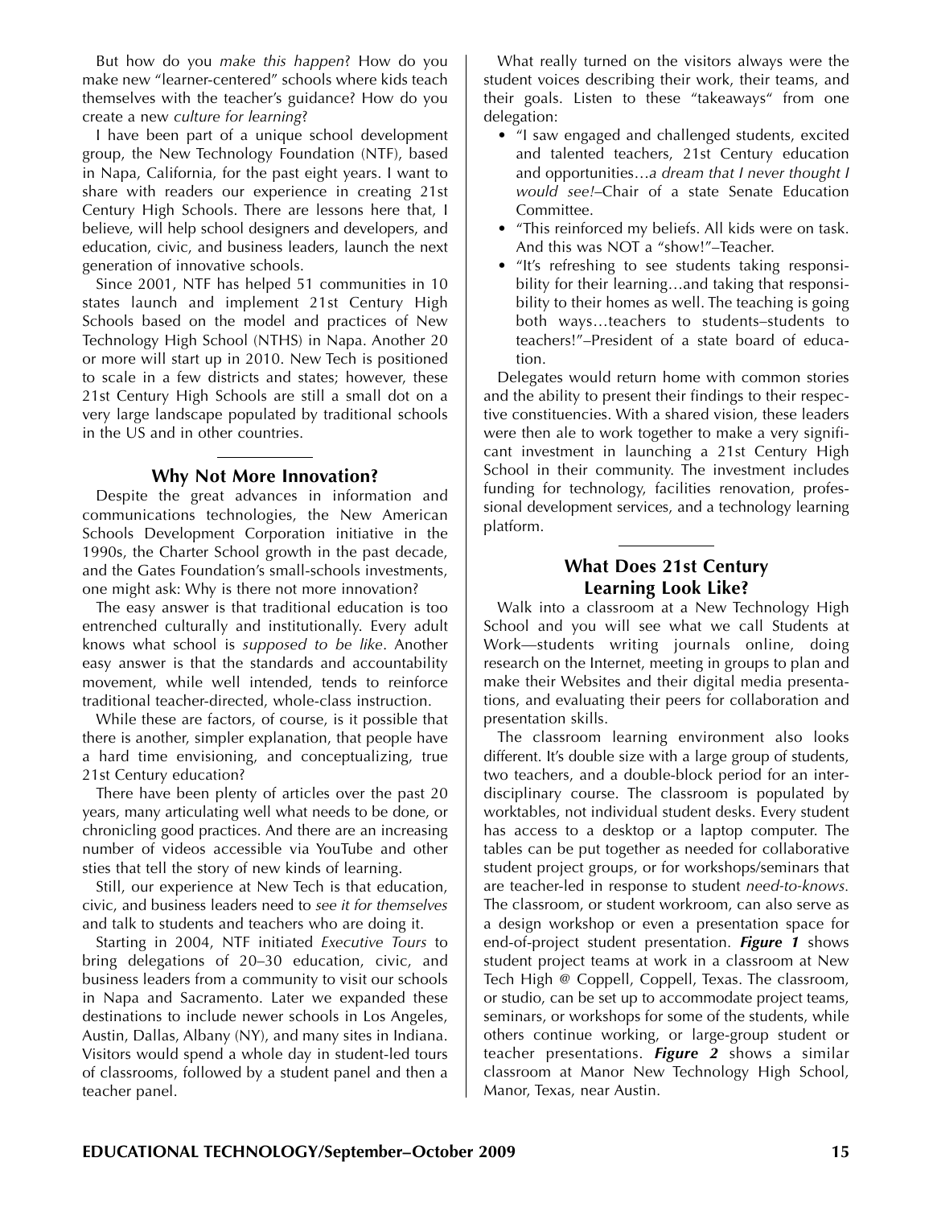But how do you *make this happen*? How do you make new "learner-centered" schools where kids teach themselves with the teacher's guidance? How do you create a new *culture for learning*?

I have been part of a unique school development group, the New Technology Foundation (NTF), based in Napa, California, for the past eight years. I want to share with readers our experience in creating 21st Century High Schools. There are lessons here that, I believe, will help school designers and developers, and education, civic, and business leaders, launch the next generation of innovative schools.

Since 2001, NTF has helped 51 communities in 10 states launch and implement 21st Century High Schools based on the model and practices of New Technology High School (NTHS) in Napa. Another 20 or more will start up in 2010. New Tech is positioned to scale in a few districts and states; however, these 21st Century High Schools are still a small dot on a very large landscape populated by traditional schools in the US and in other countries.

## Why Not More Innovation?

Despite the great advances in information and communications technologies, the New American Schools Development Corporation initiative in the 1990s, the Charter School growth in the past decade, and the Gates Foundation's small-schools investments, one might ask: Why is there not more innovation?

The easy answer is that traditional education is too entrenched culturally and institutionally. Every adult knows what school is *supposed to be like*. Another easy answer is that the standards and accountability movement, while well intended, tends to reinforce traditional teacher-directed, whole-class instruction.

While these are factors, of course, is it possible that there is another, simpler explanation, that people have a hard time envisioning, and conceptualizing, true 21st Century education?

There have been plenty of articles over the past 20 years, many articulating well what needs to be done, or chronicling good practices. And there are an increasing number of videos accessible via YouTube and other sties that tell the story of new kinds of learning.

Still, our experience at New Tech is that education, civic, and business leaders need to *see it for themselves* and talk to students and teachers who are doing it.

Starting in 2004, NTF initiated *Executive Tours* to bring delegations of 20–30 education, civic, and business leaders from a community to visit our schools in Napa and Sacramento. Later we expanded these destinations to include newer schools in Los Angeles, Austin, Dallas, Albany (NY), and many sites in Indiana. Visitors would spend a whole day in student-led tours of classrooms, followed by a student panel and then a teacher panel.

What really turned on the visitors always were the student voices describing their work, their teams, and their goals. Listen to these "takeaways" from one delegation:

- "I saw engaged and challenged students, excited and talented teachers, 21st Century education and opportunities…*a dream that I never thought I would see!*–Chair of a state Senate Education Committee.
- "This reinforced my beliefs. All kids were on task. And this was NOT a "show!"–Teacher.
- "It's refreshing to see students taking responsibility for their learning…and taking that responsibility to their homes as well. The teaching is going both ways…teachers to students–students to teachers!"–President of a state board of education.

Delegates would return home with common stories and the ability to present their findings to their respective constituencies. With a shared vision, these leaders were then ale to work together to make a very significant investment in launching a 21st Century High School in their community. The investment includes funding for technology, facilities renovation, professional development services, and a technology learning platform.

## What Does 21st Century Learning Look Like?

Walk into a classroom at a New Technology High School and you will see what we call Students at Work—students writing journals online, doing research on the Internet, meeting in groups to plan and make their Websites and their digital media presentations, and evaluating their peers for collaboration and presentation skills.

The classroom learning environment also looks different. It's double size with a large group of students, two teachers, and a double-block period for an interdisciplinary course. The classroom is populated by worktables, not individual student desks. Every student has access to a desktop or a laptop computer. The tables can be put together as needed for collaborative student project groups, or for workshops/seminars that are teacher-led in response to student *need-to-knows.* The classroom, or student workroom, can also serve as a design workshop or even a presentation space for end-of-project student presentation. ***Figure 1*** shows student project teams at work in a classroom at New Tech High @ Coppell, Coppell, Texas. The classroom, or studio, can be set up to accommodate project teams, seminars, or workshops for some of the students, while others continue working, or large-group student or teacher presentations. ***Figure 2*** shows a similar classroom at Manor New Technology High School, Manor, Texas, near Austin.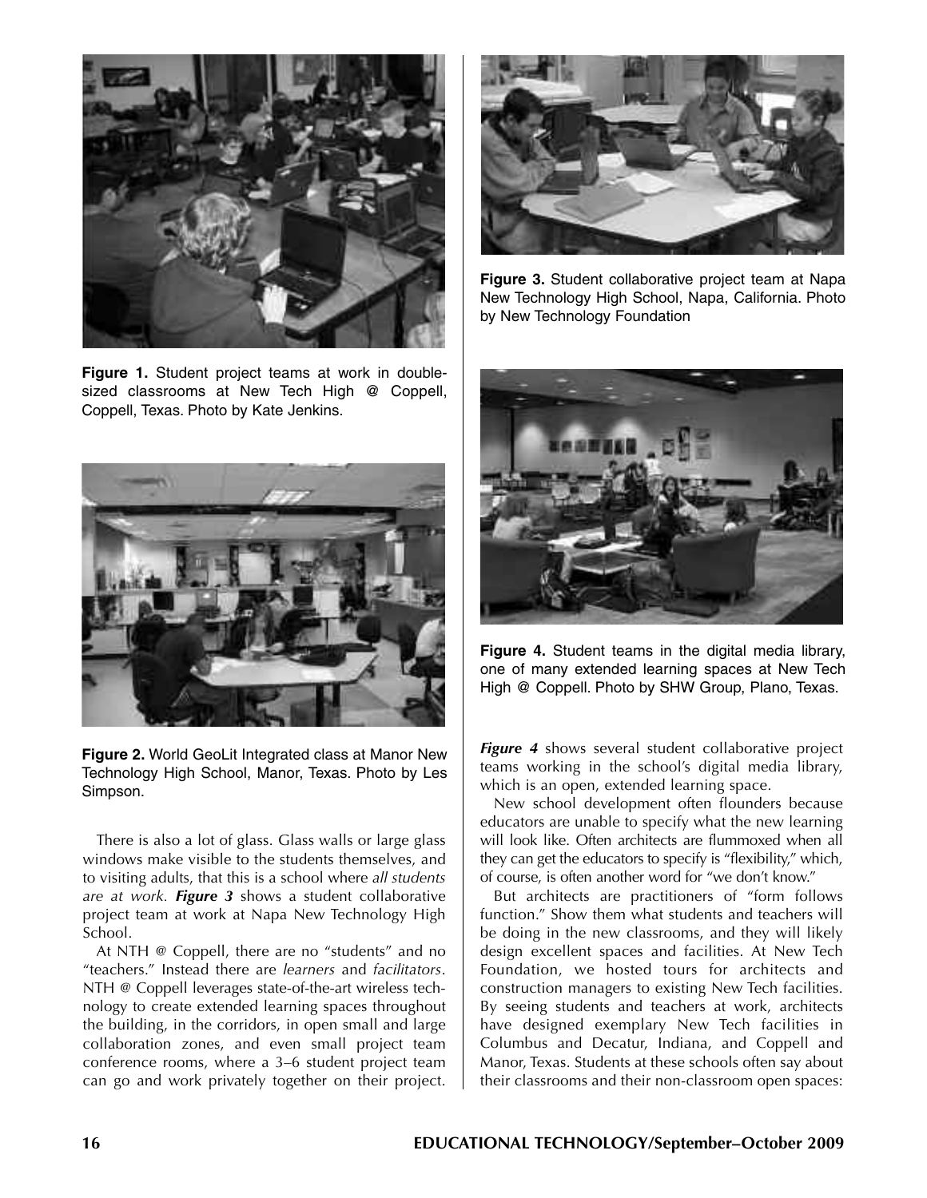**Figure 1.** Student project teams at work in double-sized classrooms at New Tech High @ Coppell, Coppell, Texas. Photo by Kate Jenkins.

**Figure 2.** World GeoLit Integrated class at Manor New Technology High School, Manor, Texas. Photo by Les Simpson.

There is also a lot of glass. Glass walls or large glass windows make visible to the students themselves, and to visiting adults, that this is a school where *all students are at work*. ***Figure 3*** shows a student collaborative project team at work at Napa New Technology High School.

At NTH @ Coppell, there are no "students" and no "teachers." Instead there are *learners* and *facilitators*. NTH @ Coppell leverages state-of-the-art wireless technology to create extended learning spaces throughout the building, in the corridors, in open small and large collaboration zones, and even small project team conference rooms, where a 3–6 student project team can go and work privately together on their project.

**Figure 3.** Student collaborative project team at Napa New Technology High School, Napa, California. Photo by New Technology Foundation

**Figure 4.** Student teams in the digital media library, one of many extended learning spaces at New Tech High @ Coppell. Photo by SHW Group, Plano, Texas.

***Figure 4*** shows several student collaborative project teams working in the school's digital media library, which is an open, extended learning space.

New school development often flounders because educators are unable to specify what the new learning will look like. Often architects are flummoxed when all they can get the educators to specify is "flexibility," which, of course, is often another word for "we don't know."

But architects are practitioners of "form follows function." Show them what students and teachers will be doing in the new classrooms, and they will likely design excellent spaces and facilities. At New Tech Foundation, we hosted tours for architects and construction managers to existing New Tech facilities. By seeing students and teachers at work, architects have designed exemplary New Tech facilities in Columbus and Decatur, Indiana, and Coppell and Manor, Texas. Students at these schools often say about their classrooms and their non-classroom open spaces: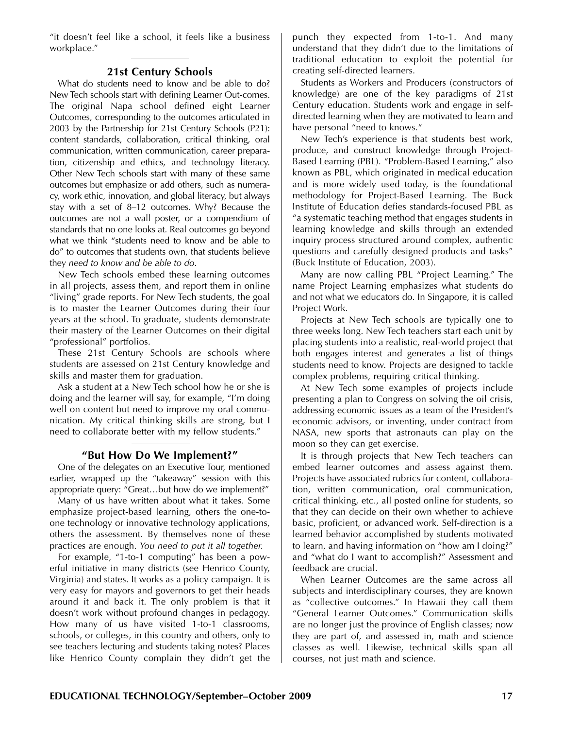"it doesn't feel like a school, it feels like a business workplace."

## 21st Century Schools

What do students need to know and be able to do? New Tech schools start with defining Learner Out-comes. The original Napa school defined eight Learner Outcomes, corresponding to the outcomes articulated in 2003 by the Partnership for 21st Century Schools (P21): content standards, collaboration, critical thinking, oral communication, written communication, career preparation, citizenship and ethics, and technology literacy. Other New Tech schools start with many of these same outcomes but emphasize or add others, such as numeracy, work ethic, innovation, and global literacy, but always stay with a set of 8–12 outcomes. Why? Because the outcomes are not a wall poster, or a compendium of standards that no one looks at. Real outcomes go beyond what we think "students need to know and be able to do" to outcomes that students own, that students believe they *need to know and be able to do*.

New Tech schools embed these learning outcomes in all projects, assess them, and report them in online "living" grade reports. For New Tech students, the goal is to master the Learner Outcomes during their four years at the school. To graduate, students demonstrate their mastery of the Learner Outcomes on their digital "professional" portfolios.

These 21st Century Schools are schools where students are assessed on 21st Century knowledge and skills and master them for graduation.

Ask a student at a New Tech school how he or she is doing and the learner will say, for example, "I'm doing well on content but need to improve my oral communication. My critical thinking skills are strong, but I need to collaborate better with my fellow students."

## "But How Do We Implement?"

One of the delegates on an Executive Tour, mentioned earlier, wrapped up the "takeaway" session with this appropriate query: "Great…but how do we implement?"

Many of us have written about what it takes. Some emphasize project-based learning, others the one-to-one technology or innovative technology applications, others the assessment. By themselves none of these practices are enough. *You need to put it all together.*

For example, "1-to-1 computing" has been a powerful initiative in many districts (see Henrico County, Virginia) and states. It works as a policy campaign. It is very easy for mayors and governors to get their heads around it and back it. The only problem is that it doesn't work without profound changes in pedagogy. How many of us have visited 1-to-1 classrooms, schools, or colleges, in this country and others, only to see teachers lecturing and students taking notes? Places like Henrico County complain they didn't get the punch they expected from 1-to-1. And many understand that they didn't due to the limitations of traditional education to exploit the potential for creating self-directed learners.

Students as Workers and Producers (constructors of knowledge) are one of the key paradigms of 21st Century education. Students work and engage in self-directed learning when they are motivated to learn and have personal "need to knows."

New Tech's experience is that students best work, produce, and construct knowledge through Project-Based Learning (PBL). "Problem-Based Learning," also known as PBL, which originated in medical education and is more widely used today, is the foundational methodology for Project-Based Learning. The Buck Institute of Education defies standards-focused PBL as "a systematic teaching method that engages students in learning knowledge and skills through an extended inquiry process structured around complex, authentic questions and carefully designed products and tasks" (Buck Institute of Education, 2003).

Many are now calling PBL "Project Learning." The name Project Learning emphasizes what students do and not what we educators do. In Singapore, it is called Project Work.

Projects at New Tech schools are typically one to three weeks long. New Tech teachers start each unit by placing students into a realistic, real-world project that both engages interest and generates a list of things students need to know. Projects are designed to tackle complex problems, requiring critical thinking.

At New Tech some examples of projects include presenting a plan to Congress on solving the oil crisis, addressing economic issues as a team of the President's economic advisors, or inventing, under contract from NASA, new sports that astronauts can play on the moon so they can get exercise.

It is through projects that New Tech teachers can embed learner outcomes and assess against them. Projects have associated rubrics for content, collaboration, written communication, oral communication, critical thinking, etc., all posted online for students, so that they can decide on their own whether to achieve basic, proficient, or advanced work. Self-direction is a learned behavior accomplished by students motivated to learn, and having information on "how am I doing?" and "what do I want to accomplish?" Assessment and feedback are crucial.

When Learner Outcomes are the same across all subjects and interdisciplinary courses, they are known as "collective outcomes." In Hawaii they call them "General Learner Outcomes." Communication skills are no longer just the province of English classes; now they are part of, and assessed in, math and science classes as well. Likewise, technical skills span all courses, not just math and science.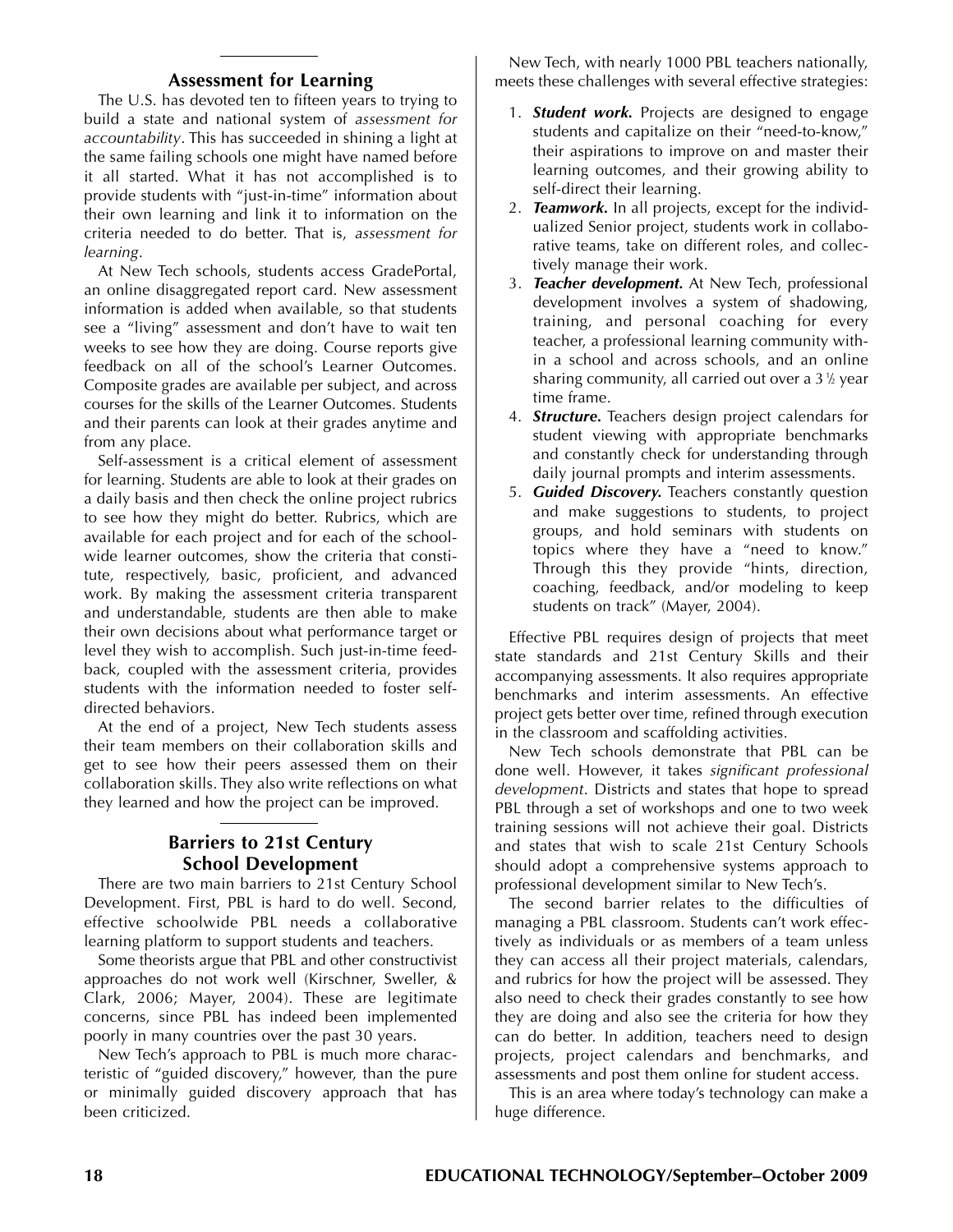## Assessment for Learning

The U.S. has devoted ten to fifteen years to trying to build a state and national system of *assessment for accountability*. This has succeeded in shining a light at the same failing schools one might have named before it all started. What it has not accomplished is to provide students with "just-in-time" information about their own learning and link it to information on the criteria needed to do better. That is, *assessment for learning*.

At New Tech schools, students access GradePortal, an online disaggregated report card. New assessment information is added when available, so that students see a "living" assessment and don't have to wait ten weeks to see how they are doing. Course reports give feedback on all of the school's Learner Outcomes. Composite grades are available per subject, and across courses for the skills of the Learner Outcomes. Students and their parents can look at their grades anytime and from any place.

Self-assessment is a critical element of assessment for learning. Students are able to look at their grades on a daily basis and then check the online project rubrics to see how they might do better. Rubrics, which are available for each project and for each of the schoolwide learner outcomes, show the criteria that constitute, respectively, basic, proficient, and advanced work. By making the assessment criteria transparent and understandable, students are then able to make their own decisions about what performance target or level they wish to accomplish. Such just-in-time feedback, coupled with the assessment criteria, provides students with the information needed to foster self-directed behaviors.

At the end of a project, New Tech students assess their team members on their collaboration skills and get to see how their peers assessed them on their collaboration skills. They also write reflections on what they learned and how the project can be improved.

## Barriers to 21st Century School Development

There are two main barriers to 21st Century School Development. First, PBL is hard to do well. Second, effective schoolwide PBL needs a collaborative learning platform to support students and teachers.

Some theorists argue that PBL and other constructivist approaches do not work well (Kirschner, Sweller, & Clark, 2006; Mayer, 2004). These are legitimate concerns, since PBL has indeed been implemented poorly in many countries over the past 30 years.

New Tech's approach to PBL is much more characteristic of "guided discovery," however, than the pure or minimally guided discovery approach that has been criticized.

New Tech, with nearly 1000 PBL teachers nationally, meets these challenges with several effective strategies:

1. ***Student work.*** Projects are designed to engage students and capitalize on their "need-to-know," their aspirations to improve on and master their learning outcomes, and their growing ability to self-direct their learning.
2. ***Teamwork.*** In all projects, except for the individualized Senior project, students work in collaborative teams, take on different roles, and collectively manage their work.
3. ***Teacher development.*** At New Tech, professional development involves a system of shadowing, training, and personal coaching for every teacher, a professional learning community within a school and across schools, and an online sharing community, all carried out over a 3 ½ year time frame.
4. ***Structure.*** Teachers design project calendars for student viewing with appropriate benchmarks and constantly check for understanding through daily journal prompts and interim assessments.
5. ***Guided Discovery.*** Teachers constantly question and make suggestions to students, to project groups, and hold seminars with students on topics where they have a "need to know." Through this they provide "hints, direction, coaching, feedback, and/or modeling to keep students on track" (Mayer, 2004).

Effective PBL requires design of projects that meet state standards and 21st Century Skills and their accompanying assessments. It also requires appropriate benchmarks and interim assessments. An effective project gets better over time, refined through execution in the classroom and scaffolding activities.

New Tech schools demonstrate that PBL can be done well. However, it takes *significant professional development*. Districts and states that hope to spread PBL through a set of workshops and one to two week training sessions will not achieve their goal. Districts and states that wish to scale 21st Century Schools should adopt a comprehensive systems approach to professional development similar to New Tech's.

The second barrier relates to the difficulties of managing a PBL classroom. Students can't work effectively as individuals or as members of a team unless they can access all their project materials, calendars, and rubrics for how the project will be assessed. They also need to check their grades constantly to see how they are doing and also see the criteria for how they can do better. In addition, teachers need to design projects, project calendars and benchmarks, and assessments and post them online for student access.

This is an area where today's technology can make a huge difference.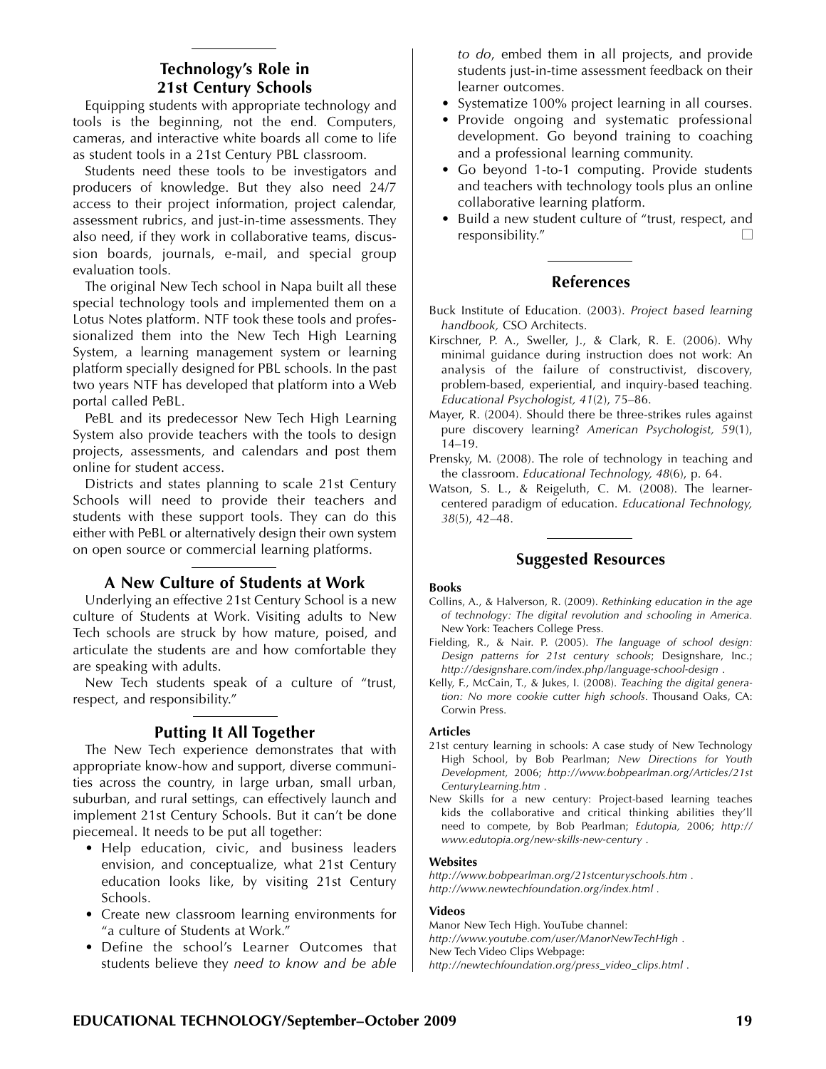## Technology's Role in 21st Century Schools

Equipping students with appropriate technology and tools is the beginning, not the end. Computers, cameras, and interactive white boards all come to life as student tools in a 21st Century PBL classroom.

Students need these tools to be investigators and producers of knowledge. But they also need 24/7 access to their project information, project calendar, assessment rubrics, and just-in-time assessments. They also need, if they work in collaborative teams, discussion boards, journals, e-mail, and special group evaluation tools.

The original New Tech school in Napa built all these special technology tools and implemented them on a Lotus Notes platform. NTF took these tools and professionalized them into the New Tech High Learning System, a learning management system or learning platform specially designed for PBL schools. In the past two years NTF has developed that platform into a Web portal called PeBL.

PeBL and its predecessor New Tech High Learning System also provide teachers with the tools to design projects, assessments, and calendars and post them online for student access.

Districts and states planning to scale 21st Century Schools will need to provide their teachers and students with these support tools. They can do this either with PeBL or alternatively design their own system on open source or commercial learning platforms.

## A New Culture of Students at Work

Underlying an effective 21st Century School is a new culture of Students at Work. Visiting adults to New Tech schools are struck by how mature, poised, and articulate the students are and how comfortable they are speaking with adults.

New Tech students speak of a culture of "trust, respect, and responsibility."

## Putting It All Together

The New Tech experience demonstrates that with appropriate know-how and support, diverse communities across the country, in large urban, small urban, suburban, and rural settings, can effectively launch and implement 21st Century Schools. But it can't be done piecemeal. It needs to be put all together:

- Help education, civic, and business leaders envision, and conceptualize, what 21st Century education looks like, by visiting 21st Century Schools.
- Create new classroom learning environments for "a culture of Students at Work."
- Define the school's Learner Outcomes that students believe they *need to know and be able to do*, embed them in all projects, and provide students just-in-time assessment feedback on their learner outcomes.
- Systematize 100% project learning in all courses.
- Provide ongoing and systematic professional development. Go beyond training to coaching and a professional learning community.
- Go beyond 1-to-1 computing. Provide students and teachers with technology tools plus an online collaborative learning platform.
- Build a new student culture of "trust, respect, and responsibility." □

## References

Buck Institute of Education. (2003). *Project based learning handbook*, CSO Architects.

Kirschner, P. A., Sweller, J., & Clark, R. E. (2006). Why minimal guidance during instruction does not work: An analysis of the failure of constructivist, discovery, problem-based, experiential, and inquiry-based teaching. *Educational Psychologist, 41*(2), 75–86.

Mayer, R. (2004). Should there be three-strikes rules against pure discovery learning? *American Psychologist, 59*(1), 14–19.

Prensky, M. (2008). The role of technology in teaching and the classroom. *Educational Technology, 48*(6), p. 64.

Watson, S. L., & Reigeluth, C. M. (2008). The learner-centered paradigm of education. *Educational Technology, 38*(5), 42–48.

## Suggested Resources

**Books**

Collins, A., & Halverson, R. (2009). *Rethinking education in the age of technology: The digital revolution and schooling in America.* New York: Teachers College Press.

Fielding, R., & Nair. P. (2005). *The language of school design: Design patterns for 21st century schools*; Designshare, Inc.; *http://designshare.com/index.php/language-school-design* .

Kelly, F., McCain, T., & Jukes, I. (2008). *Teaching the digital generation: No more cookie cutter high schools.* Thousand Oaks, CA: Corwin Press.

**Articles**

21st century learning in schools: A case study of New Technology High School, by Bob Pearlman; *New Directions for Youth Development,* 2006; *http://www.bobpearlman.org/Articles/21stCenturyLearning.htm* .

New Skills for a new century: Project-based learning teaches kids the collaborative and critical thinking abilities they'll need to compete, by Bob Pearlman; *Edutopia,* 2006; *http://www.edutopia.org/new-skills-new-century* .

**Websites**

*http://www.bobpearlman.org/21stcenturyschools.htm* .
*http://www.newtechfoundation.org/index.html* .

**Videos**

Manor New Tech High. YouTube channel:
*http://www.youtube.com/user/ManorNewTechHigh* .
New Tech Video Clips Webpage:
*http://newtechfoundation.org/press_video_clips.html* .